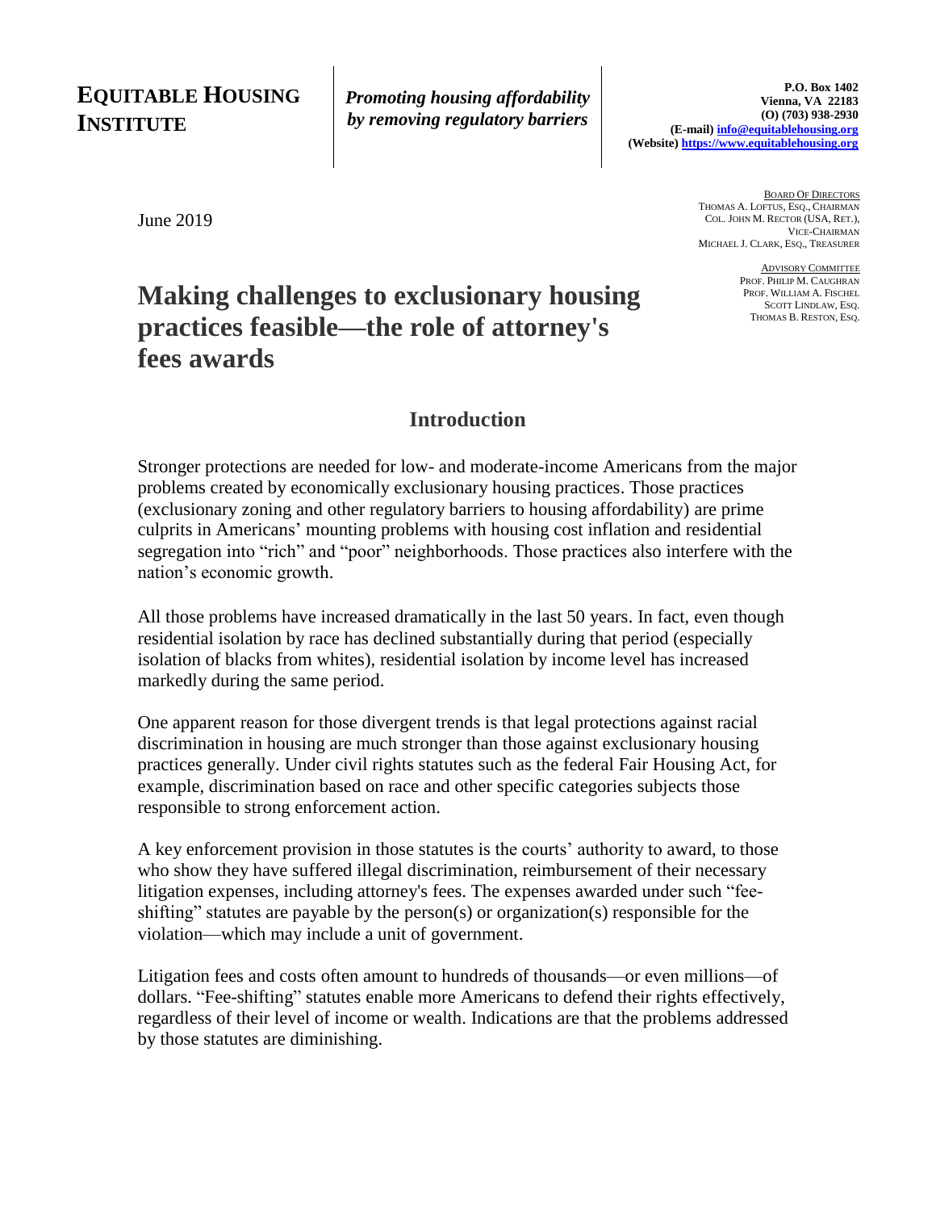**EQUITABLE HOUSING INSTITUTE**

***Promoting housing affordability by removing regulatory barriers***

**P.O. Box 1402**
**Vienna, VA 22183**
**(O) (703) 938-2930**
**(E-mail) info@equitablehousing.org**
**(Website) https://www.equitablehousing.org**

BOARD OF DIRECTORS
THOMAS A. LOFTUS, ESQ., CHAIRMAN
COL. JOHN M. RECTOR (USA, RET.), VICE-CHAIRMAN
MICHAEL J. CLARK, ESQ., TREASURER

ADVISORY COMMITTEE
PROF. PHILIP M. CAUGHRAN
PROF. WILLIAM A. FISCHEL
SCOTT LINDLAW, ESQ.
THOMAS B. RESTON, ESQ.

June 2019

# Making challenges to exclusionary housing practices feasible—the role of attorney's fees awards

## Introduction

Stronger protections are needed for low- and moderate-income Americans from the major problems created by economically exclusionary housing practices. Those practices (exclusionary zoning and other regulatory barriers to housing affordability) are prime culprits in Americans' mounting problems with housing cost inflation and residential segregation into "rich" and "poor" neighborhoods. Those practices also interfere with the nation's economic growth.

All those problems have increased dramatically in the last 50 years. In fact, even though residential isolation by race has declined substantially during that period (especially isolation of blacks from whites), residential isolation by income level has increased markedly during the same period.

One apparent reason for those divergent trends is that legal protections against racial discrimination in housing are much stronger than those against exclusionary housing practices generally. Under civil rights statutes such as the federal Fair Housing Act, for example, discrimination based on race and other specific categories subjects those responsible to strong enforcement action.

A key enforcement provision in those statutes is the courts' authority to award, to those who show they have suffered illegal discrimination, reimbursement of their necessary litigation expenses, including attorney's fees. The expenses awarded under such "fee-shifting" statutes are payable by the person(s) or organization(s) responsible for the violation—which may include a unit of government.

Litigation fees and costs often amount to hundreds of thousands—or even millions—of dollars. "Fee-shifting" statutes enable more Americans to defend their rights effectively, regardless of their level of income or wealth. Indications are that the problems addressed by those statutes are diminishing.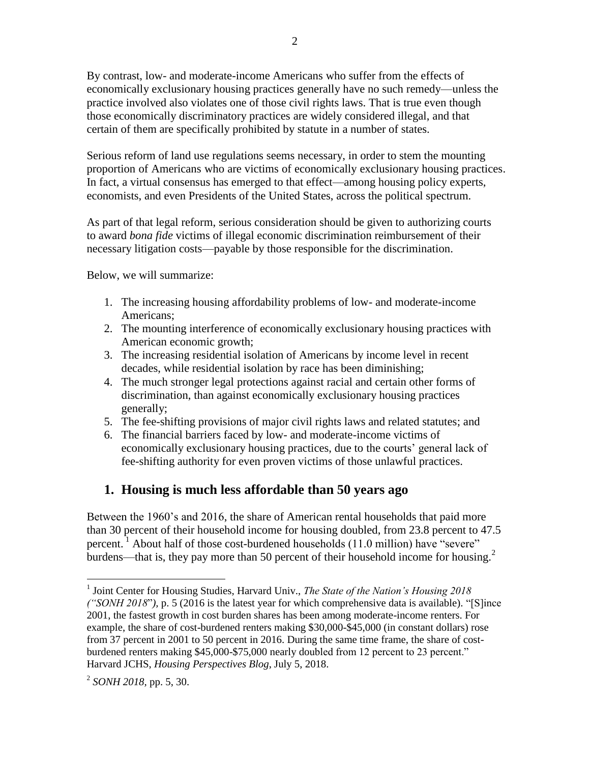By contrast, low- and moderate-income Americans who suffer from the effects of economically exclusionary housing practices generally have no such remedy—unless the practice involved also violates one of those civil rights laws. That is true even though those economically discriminatory practices are widely considered illegal, and that certain of them are specifically prohibited by statute in a number of states.

Serious reform of land use regulations seems necessary, in order to stem the mounting proportion of Americans who are victims of economically exclusionary housing practices. In fact, a virtual consensus has emerged to that effect—among housing policy experts, economists, and even Presidents of the United States, across the political spectrum.

As part of that legal reform, serious consideration should be given to authorizing courts to award *bona fide* victims of illegal economic discrimination reimbursement of their necessary litigation costs—payable by those responsible for the discrimination.

Below, we will summarize:

1. The increasing housing affordability problems of low- and moderate-income Americans;
2. The mounting interference of economically exclusionary housing practices with American economic growth;
3. The increasing residential isolation of Americans by income level in recent decades, while residential isolation by race has been diminishing;
4. The much stronger legal protections against racial and certain other forms of discrimination, than against economically exclusionary housing practices generally;
5. The fee-shifting provisions of major civil rights laws and related statutes; and
6. The financial barriers faced by low- and moderate-income victims of economically exclusionary housing practices, due to the courts' general lack of fee-shifting authority for even proven victims of those unlawful practices.

## 1. Housing is much less affordable than 50 years ago

Between the 1960's and 2016, the share of American rental households that paid more than 30 percent of their household income for housing doubled, from 23.8 percent to 47.5 percent.[1] About half of those cost-burdened households (11.0 million) have "severe" burdens—that is, they pay more than 50 percent of their household income for housing.[2]

---

[1] Joint Center for Housing Studies, Harvard Univ., *The State of the Nation's Housing 2018 ("SONH 2018")*, p. 5 (2016 is the latest year for which comprehensive data is available). "[S]ince 2001, the fastest growth in cost burden shares has been among moderate-income renters. For example, the share of cost-burdened renters making $30,000-$45,000 (in constant dollars) rose from 37 percent in 2001 to 50 percent in 2016. During the same time frame, the share of cost-burdened renters making $45,000-$75,000 nearly doubled from 12 percent to 23 percent." Harvard JCHS, *Housing Perspectives Blog*, July 5, 2018.

[2] *SONH 2018*, pp. 5, 30.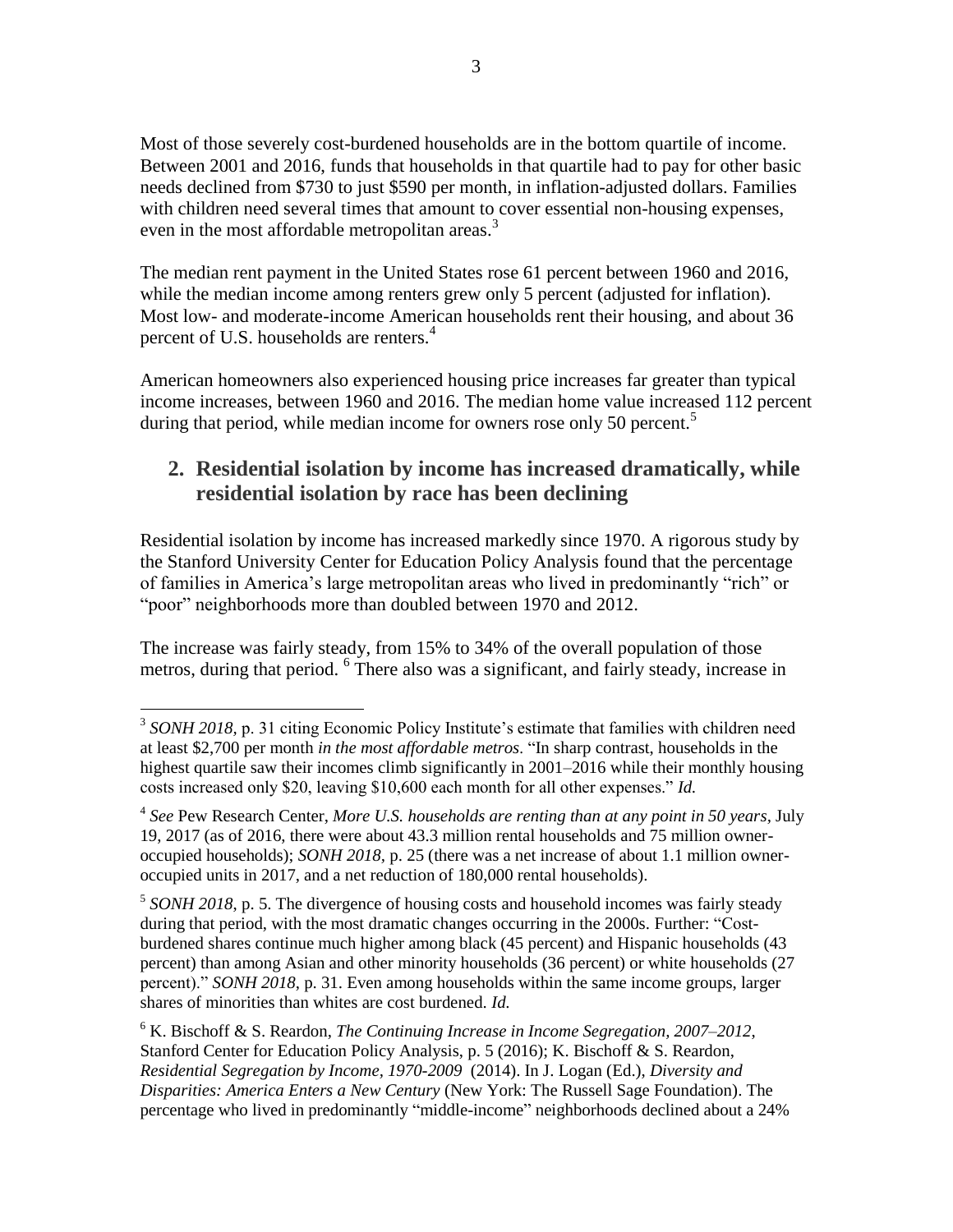Most of those severely cost-burdened households are in the bottom quartile of income. Between 2001 and 2016, funds that households in that quartile had to pay for other basic needs declined from $730 to just $590 per month, in inflation-adjusted dollars. Families with children need several times that amount to cover essential non-housing expenses, even in the most affordable metropolitan areas.[3]

The median rent payment in the United States rose 61 percent between 1960 and 2016, while the median income among renters grew only 5 percent (adjusted for inflation). Most low- and moderate-income American households rent their housing, and about 36 percent of U.S. households are renters.[4]

American homeowners also experienced housing price increases far greater than typical income increases, between 1960 and 2016. The median home value increased 112 percent during that period, while median income for owners rose only 50 percent.[5]

## 2. Residential isolation by income has increased dramatically, while residential isolation by race has been declining

Residential isolation by income has increased markedly since 1970. A rigorous study by the Stanford University Center for Education Policy Analysis found that the percentage of families in America's large metropolitan areas who lived in predominantly "rich" or "poor" neighborhoods more than doubled between 1970 and 2012.

The increase was fairly steady, from 15% to 34% of the overall population of those metros, during that period.[6] There also was a significant, and fairly steady, increase in

---

[3] *SONH 2018*, p. 31 citing Economic Policy Institute's estimate that families with children need at least $2,700 per month *in the most affordable metros*. "In sharp contrast, households in the highest quartile saw their incomes climb significantly in 2001–2016 while their monthly housing costs increased only $20, leaving $10,600 each month for all other expenses." *Id.*

[4] *See* Pew Research Center, *More U.S. households are renting than at any point in 50 years*, July 19, 2017 (as of 2016, there were about 43.3 million rental households and 75 million owner-occupied households); *SONH 2018*, p. 25 (there was a net increase of about 1.1 million owner-occupied units in 2017, and a net reduction of 180,000 rental households).

[5] *SONH 2018*, p. 5. The divergence of housing costs and household incomes was fairly steady during that period, with the most dramatic changes occurring in the 2000s. Further: "Cost-burdened shares continue much higher among black (45 percent) and Hispanic households (43 percent) than among Asian and other minority households (36 percent) or white households (27 percent)." *SONH 2018*, p. 31. Even among households within the same income groups, larger shares of minorities than whites are cost burdened. *Id.*

[6] K. Bischoff & S. Reardon, *The Continuing Increase in Income Segregation, 2007–2012*, Stanford Center for Education Policy Analysis, p. 5 (2016); K. Bischoff & S. Reardon, *Residential Segregation by Income, 1970-2009* (2014). In J. Logan (Ed.), *Diversity and Disparities: America Enters a New Century* (New York: The Russell Sage Foundation). The percentage who lived in predominantly "middle-income" neighborhoods declined about a 24%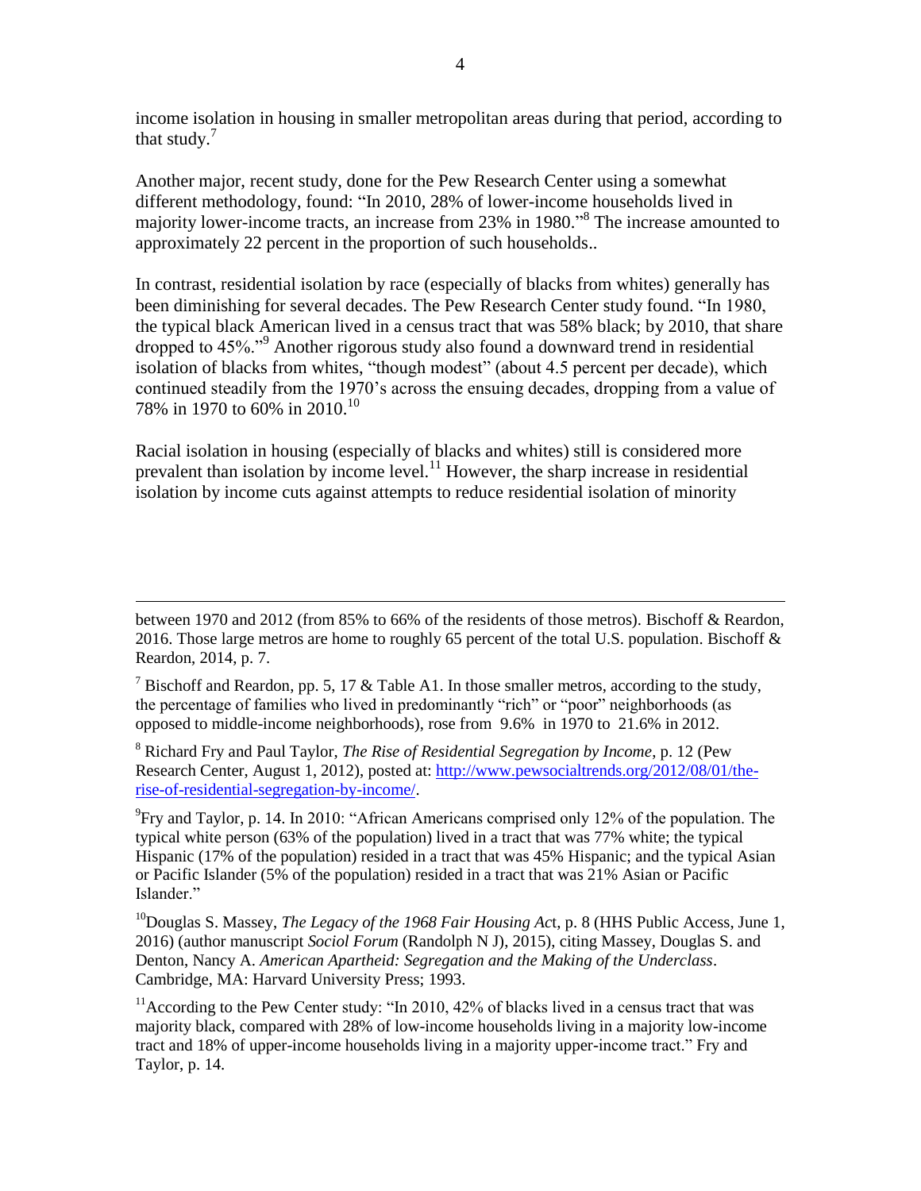income isolation in housing in smaller metropolitan areas during that period, according to that study.[7]

Another major, recent study, done for the Pew Research Center using a somewhat different methodology, found: "In 2010, 28% of lower-income households lived in majority lower-income tracts, an increase from 23% in 1980."[8] The increase amounted to approximately 22 percent in the proportion of such households..

In contrast, residential isolation by race (especially of blacks from whites) generally has been diminishing for several decades. The Pew Research Center study found. "In 1980, the typical black American lived in a census tract that was 58% black; by 2010, that share dropped to 45%."[9] Another rigorous study also found a downward trend in residential isolation of blacks from whites, "though modest" (about 4.5 percent per decade), which continued steadily from the 1970's across the ensuing decades, dropping from a value of 78% in 1970 to 60% in 2010.[10]

Racial isolation in housing (especially of blacks and whites) still is considered more prevalent than isolation by income level.[11] However, the sharp increase in residential isolation by income cuts against attempts to reduce residential isolation of minority

---

between 1970 and 2012 (from 85% to 66% of the residents of those metros). Bischoff & Reardon, 2016. Those large metros are home to roughly 65 percent of the total U.S. population. Bischoff & Reardon, 2014, p. 7.

[7] Bischoff and Reardon, pp. 5, 17 & Table A1. In those smaller metros, according to the study, the percentage of families who lived in predominantly "rich" or "poor" neighborhoods (as opposed to middle-income neighborhoods), rose from 9.6% in 1970 to 21.6% in 2012.

[8] Richard Fry and Paul Taylor, *The Rise of Residential Segregation by Income*, p. 12 (Pew Research Center, August 1, 2012), posted at: http://www.pewsocialtrends.org/2012/08/01/the-rise-of-residential-segregation-by-income/.

[9] Fry and Taylor, p. 14. In 2010: "African Americans comprised only 12% of the population. The typical white person (63% of the population) lived in a tract that was 77% white; the typical Hispanic (17% of the population) resided in a tract that was 45% Hispanic; and the typical Asian or Pacific Islander (5% of the population) resided in a tract that was 21% Asian or Pacific Islander."

[10] Douglas S. Massey, *The Legacy of the 1968 Fair Housing Act*, p. 8 (HHS Public Access, June 1, 2016) (author manuscript *Sociol Forum* (Randolph N J), 2015), citing Massey, Douglas S. and Denton, Nancy A. *American Apartheid: Segregation and the Making of the Underclass*. Cambridge, MA: Harvard University Press; 1993.

[11] According to the Pew Center study: "In 2010, 42% of blacks lived in a census tract that was majority black, compared with 28% of low-income households living in a majority low-income tract and 18% of upper-income households living in a majority upper-income tract." Fry and Taylor, p. 14.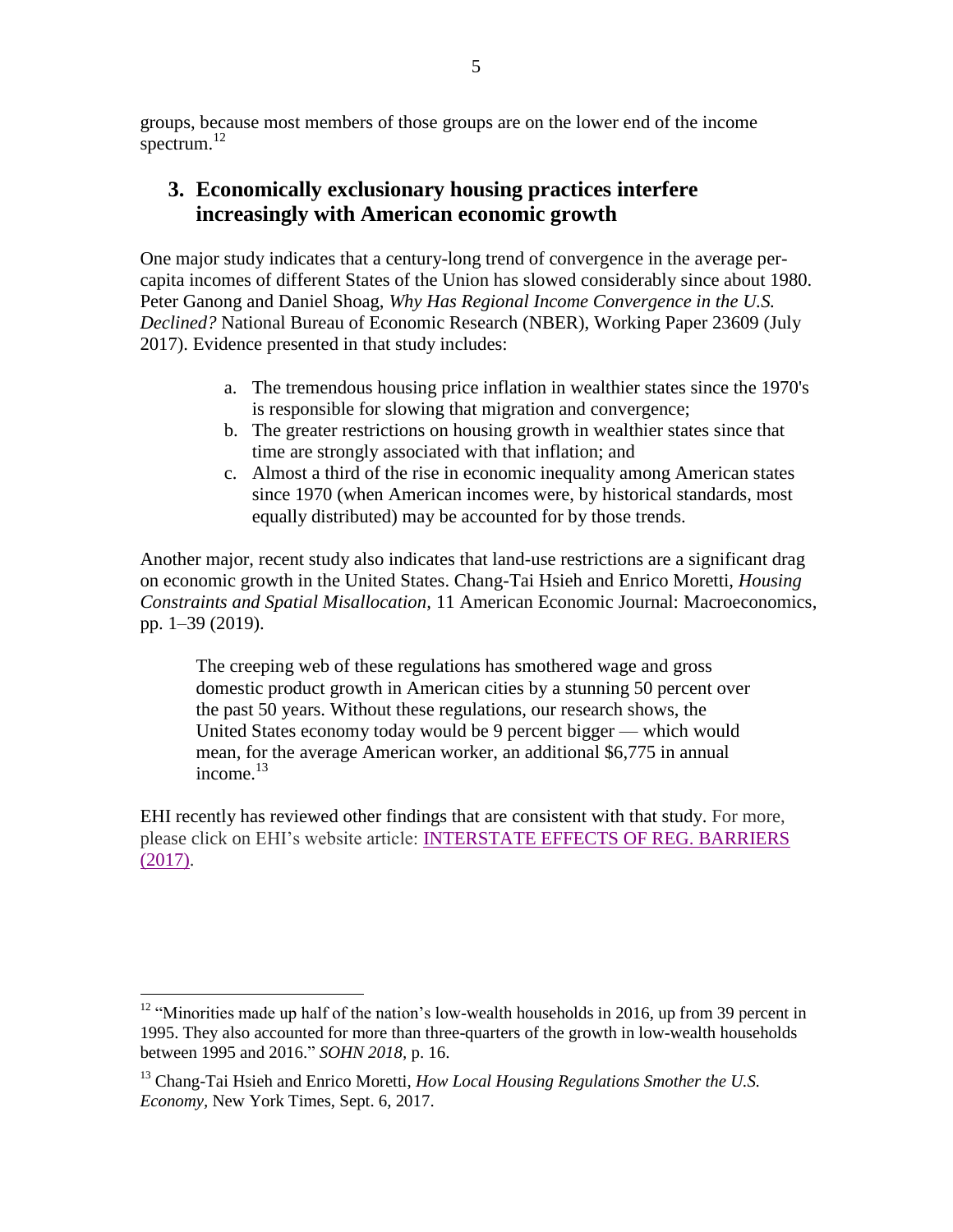groups, because most members of those groups are on the lower end of the income spectrum.[12]

## 3. Economically exclusionary housing practices interfere increasingly with American economic growth

One major study indicates that a century-long trend of convergence in the average per-capita incomes of different States of the Union has slowed considerably since about 1980. Peter Ganong and Daniel Shoag, *Why Has Regional Income Convergence in the U.S. Declined?* National Bureau of Economic Research (NBER), Working Paper 23609 (July 2017). Evidence presented in that study includes:

a. The tremendous housing price inflation in wealthier states since the 1970's is responsible for slowing that migration and convergence;
b. The greater restrictions on housing growth in wealthier states since that time are strongly associated with that inflation; and
c. Almost a third of the rise in economic inequality among American states since 1970 (when American incomes were, by historical standards, most equally distributed) may be accounted for by those trends.

Another major, recent study also indicates that land-use restrictions are a significant drag on economic growth in the United States. Chang-Tai Hsieh and Enrico Moretti, *Housing Constraints and Spatial Misallocation*, 11 American Economic Journal: Macroeconomics, pp. 1–39 (2019).

> The creeping web of these regulations has smothered wage and gross domestic product growth in American cities by a stunning 50 percent over the past 50 years. Without these regulations, our research shows, the United States economy today would be 9 percent bigger — which would mean, for the average American worker, an additional $6,775 in annual income.[13]

EHI recently has reviewed other findings that are consistent with that study. For more, please click on EHI's website article: [INTERSTATE EFFECTS OF REG. BARRIERS (2017)](#).

---

[12] "Minorities made up half of the nation's low-wealth households in 2016, up from 39 percent in 1995. They also accounted for more than three-quarters of the growth in low-wealth households between 1995 and 2016." *SOHN 2018*, p. 16.

[13] Chang-Tai Hsieh and Enrico Moretti, *How Local Housing Regulations Smother the U.S. Economy*, New York Times, Sept. 6, 2017.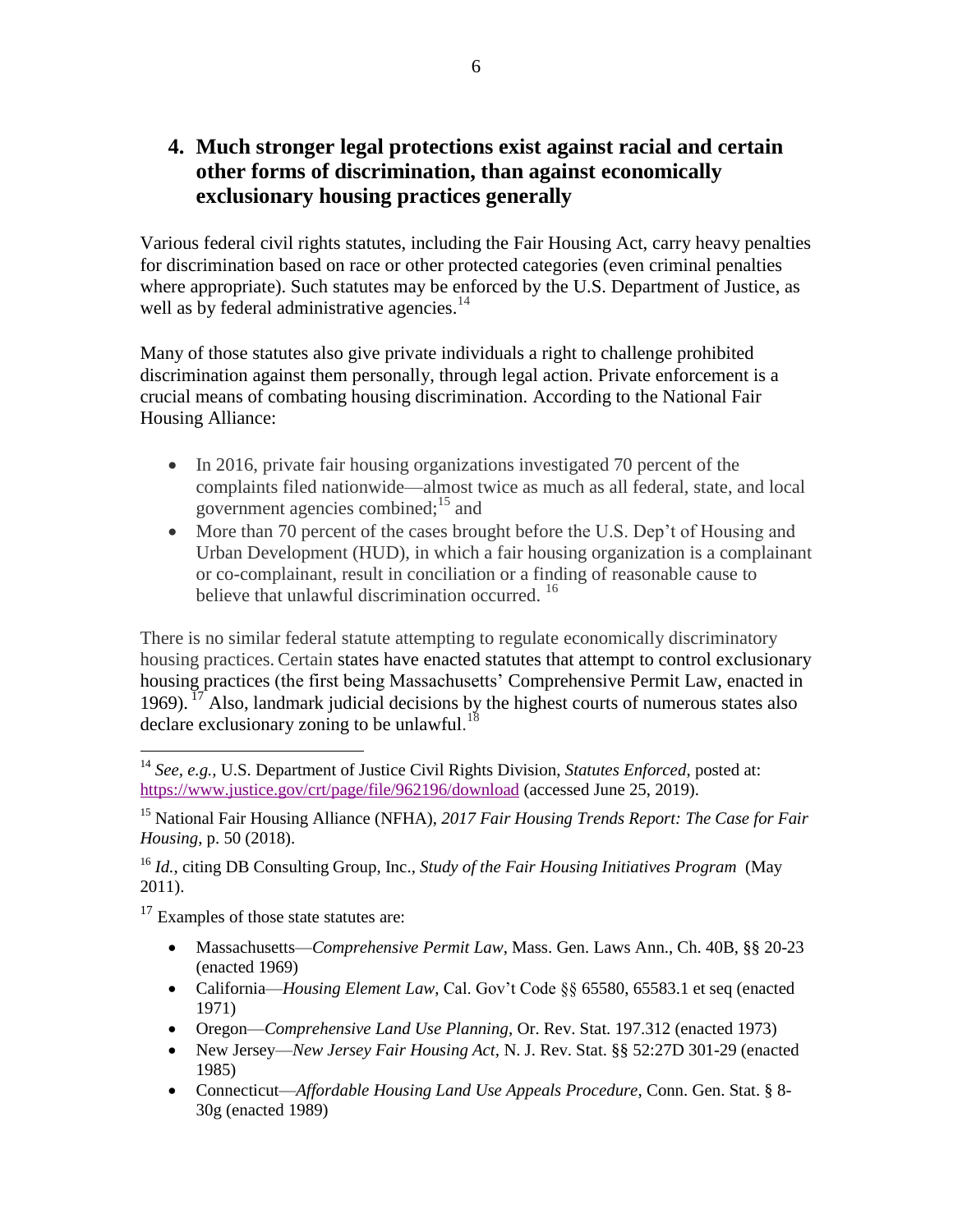## 4. Much stronger legal protections exist against racial and certain other forms of discrimination, than against economically exclusionary housing practices generally

Various federal civil rights statutes, including the Fair Housing Act, carry heavy penalties for discrimination based on race or other protected categories (even criminal penalties where appropriate). Such statutes may be enforced by the U.S. Department of Justice, as well as by federal administrative agencies.[14]

Many of those statutes also give private individuals a right to challenge prohibited discrimination against them personally, through legal action. Private enforcement is a crucial means of combating housing discrimination. According to the National Fair Housing Alliance:

- In 2016, private fair housing organizations investigated 70 percent of the complaints filed nationwide—almost twice as much as all federal, state, and local government agencies combined;[15] and
- More than 70 percent of the cases brought before the U.S. Dep't of Housing and Urban Development (HUD), in which a fair housing organization is a complainant or co-complainant, result in conciliation or a finding of reasonable cause to believe that unlawful discrimination occurred.[16]

There is no similar federal statute attempting to regulate economically discriminatory housing practices. Certain states have enacted statutes that attempt to control exclusionary housing practices (the first being Massachusetts' Comprehensive Permit Law, enacted in 1969).[17] Also, landmark judicial decisions by the highest courts of numerous states also declare exclusionary zoning to be unlawful.[18]

---

[14] *See, e.g.,* U.S. Department of Justice Civil Rights Division, *Statutes Enforced*, posted at: https://www.justice.gov/crt/page/file/962196/download (accessed June 25, 2019).

[15] National Fair Housing Alliance (NFHA), *2017 Fair Housing Trends Report: The Case for Fair Housing*, p. 50 (2018).

[16] *Id.*, citing DB Consulting Group, Inc., *Study of the Fair Housing Initiatives Program* (May 2011).

[17] Examples of those state statutes are:

- Massachusetts—*Comprehensive Permit Law*, Mass. Gen. Laws Ann., Ch. 40B, §§ 20-23 (enacted 1969)
- California—*Housing Element Law*, Cal. Gov't Code §§ 65580, 65583.1 et seq (enacted 1971)
- Oregon—*Comprehensive Land Use Planning*, Or. Rev. Stat. 197.312 (enacted 1973)
- New Jersey—*New Jersey Fair Housing Act*, N. J. Rev. Stat. §§ 52:27D 301-29 (enacted 1985)
- Connecticut—*Affordable Housing Land Use Appeals Procedure*, Conn. Gen. Stat. § 8-30g (enacted 1989)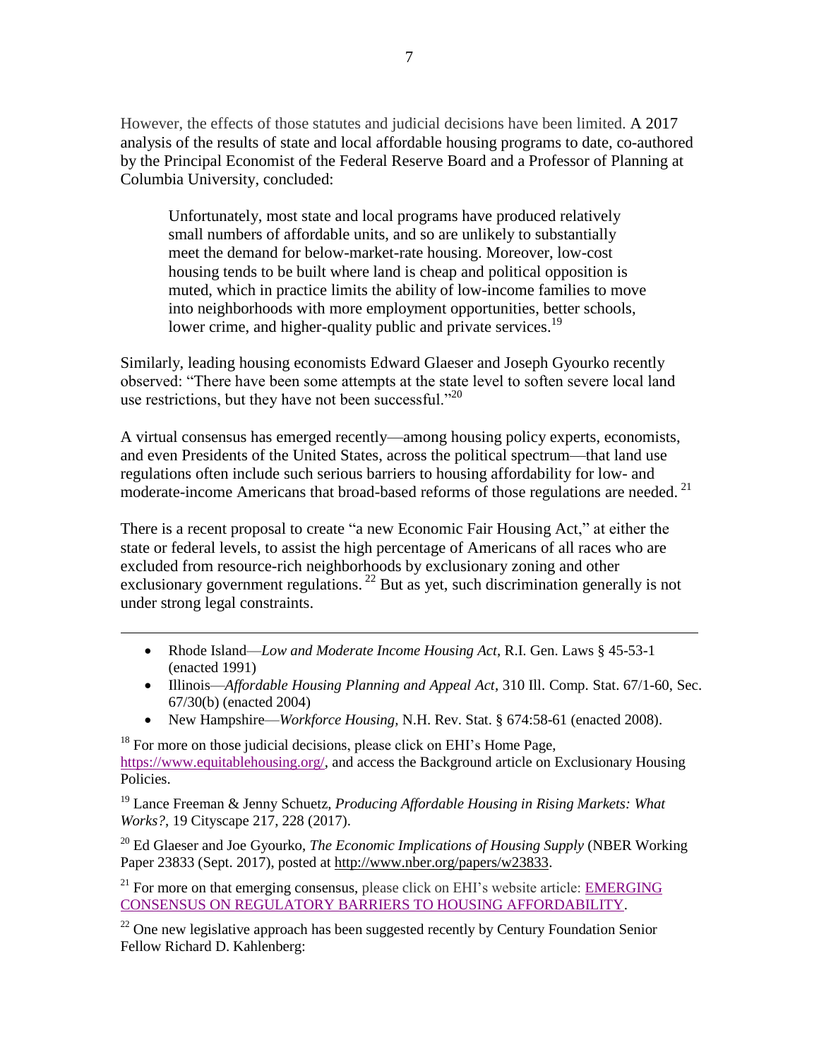However, the effects of those statutes and judicial decisions have been limited. A 2017 analysis of the results of state and local affordable housing programs to date, co-authored by the Principal Economist of the Federal Reserve Board and a Professor of Planning at Columbia University, concluded:

> Unfortunately, most state and local programs have produced relatively small numbers of affordable units, and so are unlikely to substantially meet the demand for below-market-rate housing. Moreover, low-cost housing tends to be built where land is cheap and political opposition is muted, which in practice limits the ability of low-income families to move into neighborhoods with more employment opportunities, better schools, lower crime, and higher-quality public and private services.[19]

Similarly, leading housing economists Edward Glaeser and Joseph Gyourko recently observed: "There have been some attempts at the state level to soften severe local land use restrictions, but they have not been successful."[20]

A virtual consensus has emerged recently—among housing policy experts, economists, and even Presidents of the United States, across the political spectrum—that land use regulations often include such serious barriers to housing affordability for low- and moderate-income Americans that broad-based reforms of those regulations are needed.[21]

There is a recent proposal to create "a new Economic Fair Housing Act," at either the state or federal levels, to assist the high percentage of Americans of all races who are excluded from resource-rich neighborhoods by exclusionary zoning and other exclusionary government regulations.[22] But as yet, such discrimination generally is not under strong legal constraints.

---

- Rhode Island—*Low and Moderate Income Housing Act*, R.I. Gen. Laws § 45-53-1 (enacted 1991)
- Illinois—*Affordable Housing Planning and Appeal Act*, 310 Ill. Comp. Stat. 67/1-60, Sec. 67/30(b) (enacted 2004)
- New Hampshire—*Workforce Housing*, N.H. Rev. Stat. § 674:58-61 (enacted 2008).

[18] For more on those judicial decisions, please click on EHI's Home Page, https://www.equitablehousing.org/, and access the Background article on Exclusionary Housing Policies.

[19] Lance Freeman & Jenny Schuetz, *Producing Affordable Housing in Rising Markets: What Works?*, 19 Cityscape 217, 228 (2017).

[20] Ed Glaeser and Joe Gyourko, *The Economic Implications of Housing Supply* (NBER Working Paper 23833 (Sept. 2017), posted at http://www.nber.org/papers/w23833.

[21] For more on that emerging consensus, please click on EHI's website article: EMERGING CONSENSUS ON REGULATORY BARRIERS TO HOUSING AFFORDABILITY.

[22] One new legislative approach has been suggested recently by Century Foundation Senior Fellow Richard D. Kahlenberg: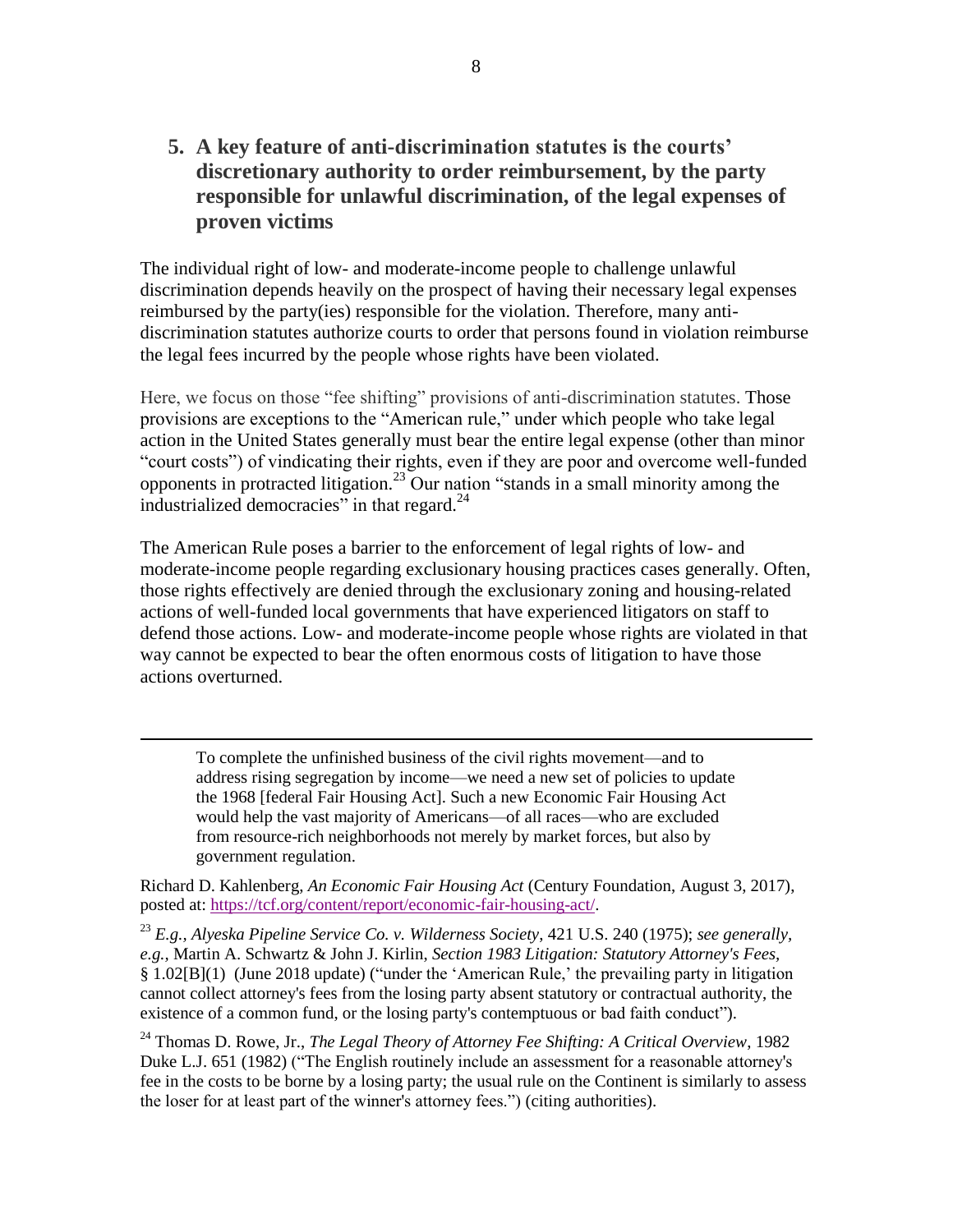## 5. A key feature of anti-discrimination statutes is the courts' discretionary authority to order reimbursement, by the party responsible for unlawful discrimination, of the legal expenses of proven victims

The individual right of low- and moderate-income people to challenge unlawful discrimination depends heavily on the prospect of having their necessary legal expenses reimbursed by the party(ies) responsible for the violation. Therefore, many anti-discrimination statutes authorize courts to order that persons found in violation reimburse the legal fees incurred by the people whose rights have been violated.

Here, we focus on those "fee shifting" provisions of anti-discrimination statutes. Those provisions are exceptions to the "American rule," under which people who take legal action in the United States generally must bear the entire legal expense (other than minor "court costs") of vindicating their rights, even if they are poor and overcome well-funded opponents in protracted litigation.[23] Our nation "stands in a small minority among the industrialized democracies" in that regard.[24]

The American Rule poses a barrier to the enforcement of legal rights of low- and moderate-income people regarding exclusionary housing practices cases generally. Often, those rights effectively are denied through the exclusionary zoning and housing-related actions of well-funded local governments that have experienced litigators on staff to defend those actions. Low- and moderate-income people whose rights are violated in that way cannot be expected to bear the often enormous costs of litigation to have those actions overturned.

---

> To complete the unfinished business of the civil rights movement—and to address rising segregation by income—we need a new set of policies to update the 1968 [federal Fair Housing Act]. Such a new Economic Fair Housing Act would help the vast majority of Americans—of all races—who are excluded from resource-rich neighborhoods not merely by market forces, but also by government regulation.

Richard D. Kahlenberg, *An Economic Fair Housing Act* (Century Foundation, August 3, 2017), posted at: https://tcf.org/content/report/economic-fair-housing-act/.

[23] *E.g., Alyeska Pipeline Service Co. v. Wilderness Society*, 421 U.S. 240 (1975); *see generally, e.g.,* Martin A. Schwartz & John J. Kirlin, *Section 1983 Litigation: Statutory Attorney's Fees*, § 1.02[B](1) (June 2018 update) ("under the 'American Rule,' the prevailing party in litigation cannot collect attorney's fees from the losing party absent statutory or contractual authority, the existence of a common fund, or the losing party's contemptuous or bad faith conduct").

[24] Thomas D. Rowe, Jr., *The Legal Theory of Attorney Fee Shifting: A Critical Overview*, 1982 Duke L.J. 651 (1982) ("The English routinely include an assessment for a reasonable attorney's fee in the costs to be borne by a losing party; the usual rule on the Continent is similarly to assess the loser for at least part of the winner's attorney fees.") (citing authorities).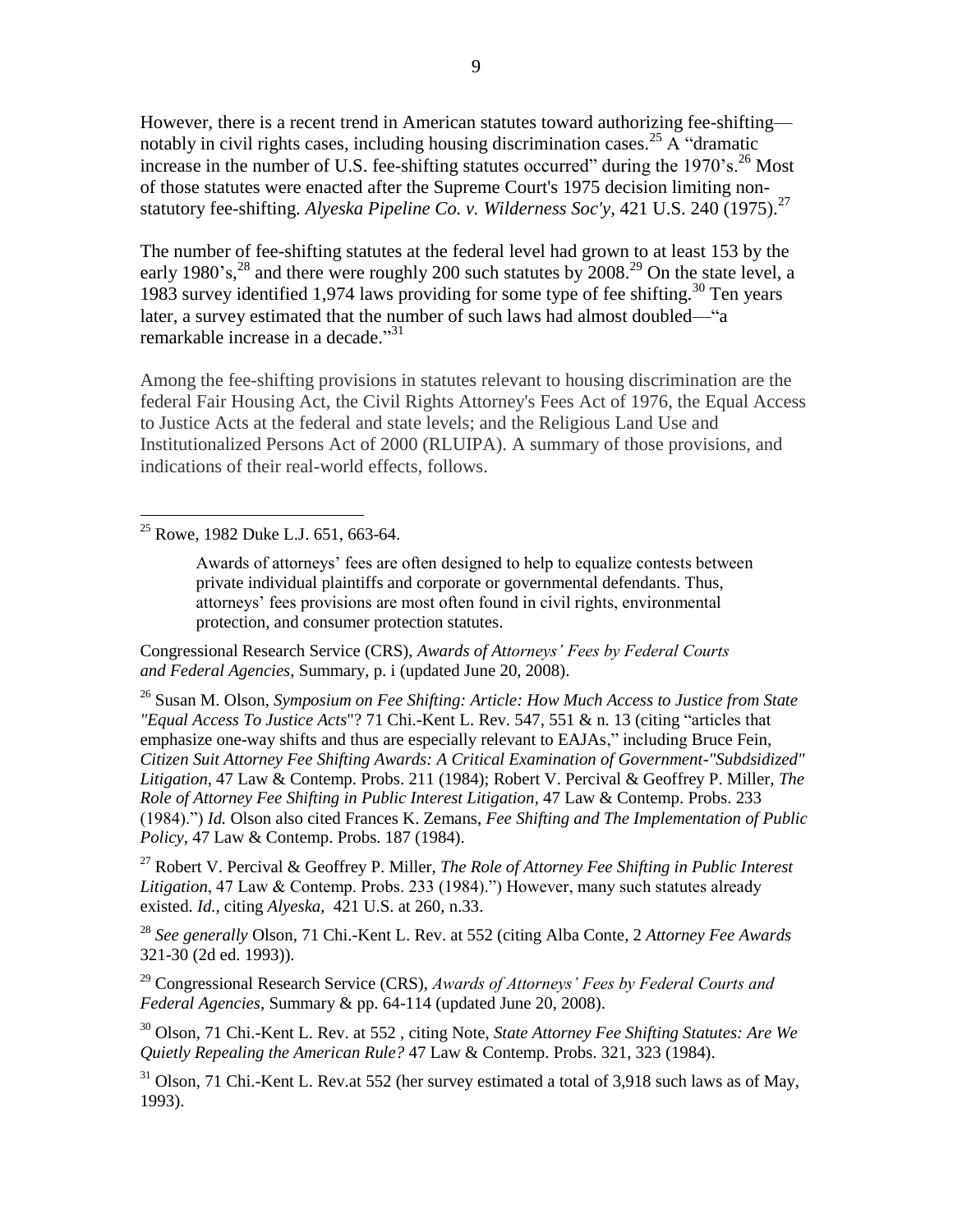However, there is a recent trend in American statutes toward authorizing fee-shifting—notably in civil rights cases, including housing discrimination cases.[25] A "dramatic increase in the number of U.S. fee-shifting statutes occurred" during the 1970's.[26] Most of those statutes were enacted after the Supreme Court's 1975 decision limiting non-statutory fee-shifting. *Alyeska Pipeline Co. v. Wilderness Soc'y*, 421 U.S. 240 (1975).[27]

The number of fee-shifting statutes at the federal level had grown to at least 153 by the early 1980's,[28] and there were roughly 200 such statutes by 2008.[29] On the state level, a 1983 survey identified 1,974 laws providing for some type of fee shifting.[30] Ten years later, a survey estimated that the number of such laws had almost doubled—"a remarkable increase in a decade."[31]

Among the fee-shifting provisions in statutes relevant to housing discrimination are the federal Fair Housing Act, the Civil Rights Attorney's Fees Act of 1976, the Equal Access to Justice Acts at the federal and state levels; and the Religious Land Use and Institutionalized Persons Act of 2000 (RLUIPA). A summary of those provisions, and indications of their real-world effects, follows.

---

[25] Rowe, 1982 Duke L.J. 651, 663-64.

> Awards of attorneys' fees are often designed to help to equalize contests between private individual plaintiffs and corporate or governmental defendants. Thus, attorneys' fees provisions are most often found in civil rights, environmental protection, and consumer protection statutes.

Congressional Research Service (CRS), *Awards of Attorneys' Fees by Federal Courts and Federal Agencies*, Summary, p. i (updated June 20, 2008).

[26] Susan M. Olson, *Symposium on Fee Shifting: Article: How Much Access to Justice from State "Equal Access To Justice Acts*"? 71 Chi.-Kent L. Rev. 547, 551 & n. 13 (citing "articles that emphasize one-way shifts and thus are especially relevant to EAJAs," including Bruce Fein, *Citizen Suit Attorney Fee Shifting Awards: A Critical Examination of Government-"Subdsidized" Litigation*, 47 Law & Contemp. Probs. 211 (1984); Robert V. Percival & Geoffrey P. Miller, *The Role of Attorney Fee Shifting in Public Interest Litigation*, 47 Law & Contemp. Probs. 233 (1984).") *Id.* Olson also cited Frances K. Zemans, *Fee Shifting and The Implementation of Public Policy*, 47 Law & Contemp. Probs. 187 (1984).

[27] Robert V. Percival & Geoffrey P. Miller, *The Role of Attorney Fee Shifting in Public Interest Litigation*, 47 Law & Contemp. Probs. 233 (1984).") However, many such statutes already existed. *Id.*, citing *Alyeska*, 421 U.S. at 260, n.33.

[28] *See generally* Olson, 71 Chi.-Kent L. Rev. at 552 (citing Alba Conte, 2 *Attorney Fee Awards* 321-30 (2d ed. 1993)).

[29] Congressional Research Service (CRS), *Awards of Attorneys' Fees by Federal Courts and Federal Agencies*, Summary & pp. 64-114 (updated June 20, 2008).

[30] Olson, 71 Chi.-Kent L. Rev. at 552 , citing Note, *State Attorney Fee Shifting Statutes: Are We Quietly Repealing the American Rule?* 47 Law & Contemp. Probs. 321, 323 (1984).

[31] Olson, 71 Chi.-Kent L. Rev.at 552 (her survey estimated a total of 3,918 such laws as of May, 1993).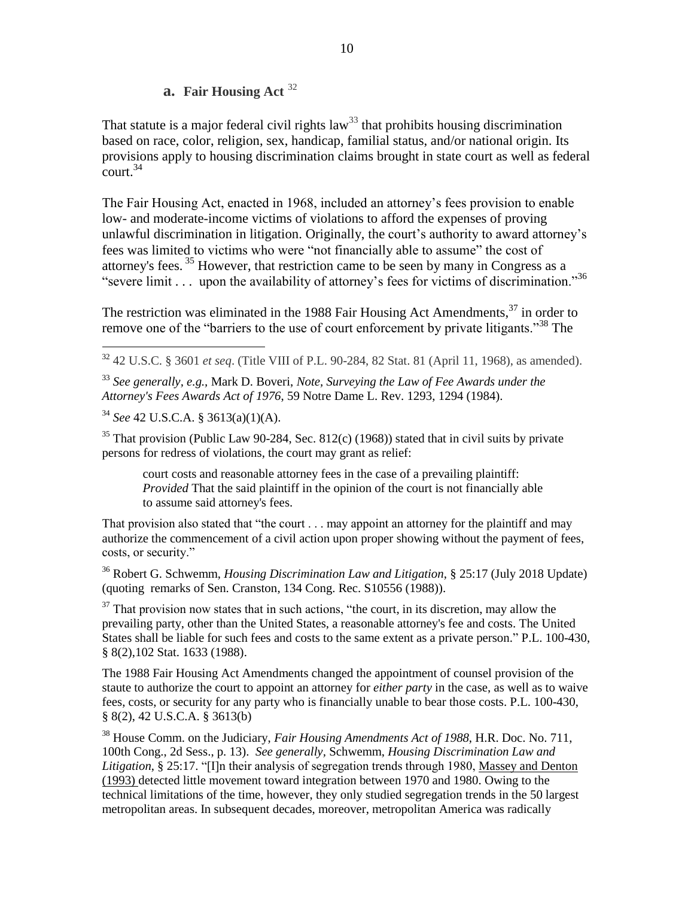### a. Fair Housing Act [32]

That statute is a major federal civil rights law[33] that prohibits housing discrimination based on race, color, religion, sex, handicap, familial status, and/or national origin. Its provisions apply to housing discrimination claims brought in state court as well as federal court.[34]

The Fair Housing Act, enacted in 1968, included an attorney's fees provision to enable low- and moderate-income victims of violations to afford the expenses of proving unlawful discrimination in litigation. Originally, the court's authority to award attorney's fees was limited to victims who were "not financially able to assume" the cost of attorney's fees.[35] However, that restriction came to be seen by many in Congress as a "severe limit . . . upon the availability of attorney's fees for victims of discrimination."[36]

The restriction was eliminated in the 1988 Fair Housing Act Amendments,[37] in order to remove one of the "barriers to the use of court enforcement by private litigants."[38] The

---

[32] 42 U.S.C. § 3601 *et seq*. (Title VIII of P.L. 90-284, 82 Stat. 81 (April 11, 1968), as amended).

[33] *See generally, e.g.,* Mark D. Boveri, *Note, Surveying the Law of Fee Awards under the Attorney's Fees Awards Act of 1976*, 59 Notre Dame L. Rev. 1293, 1294 (1984).

[34] *See* 42 U.S.C.A. § 3613(a)(1)(A).

[35] That provision (Public Law 90-284, Sec. 812(c) (1968)) stated that in civil suits by private persons for redress of violations, the court may grant as relief:

> court costs and reasonable attorney fees in the case of a prevailing plaintiff: *Provided* That the said plaintiff in the opinion of the court is not financially able to assume said attorney's fees.

That provision also stated that "the court . . . may appoint an attorney for the plaintiff and may authorize the commencement of a civil action upon proper showing without the payment of fees, costs, or security."

[36] Robert G. Schwemm, *Housing Discrimination Law and Litigation*, § 25:17 (July 2018 Update) (quoting remarks of Sen. Cranston, 134 Cong. Rec. S10556 (1988)).

[37] That provision now states that in such actions, "the court, in its discretion, may allow the prevailing party, other than the United States, a reasonable attorney's fee and costs. The United States shall be liable for such fees and costs to the same extent as a private person." P.L. 100-430, § 8(2),102 Stat. 1633 (1988).

The 1988 Fair Housing Act Amendments changed the appointment of counsel provision of the staute to authorize the court to appoint an attorney for *either party* in the case, as well as to waive fees, costs, or security for any party who is financially unable to bear those costs. P.L. 100-430, § 8(2), 42 U.S.C.A. § 3613(b)

[38] House Comm. on the Judiciary, *Fair Housing Amendments Act of 1988*, H.R. Doc. No. 711, 100th Cong., 2d Sess., p. 13). *See generally*, Schwemm, *Housing Discrimination Law and Litigation*, § 25:17. "[I]n their analysis of segregation trends through 1980, Massey and Denton (1993) detected little movement toward integration between 1970 and 1980. Owing to the technical limitations of the time, however, they only studied segregation trends in the 50 largest metropolitan areas. In subsequent decades, moreover, metropolitan America was radically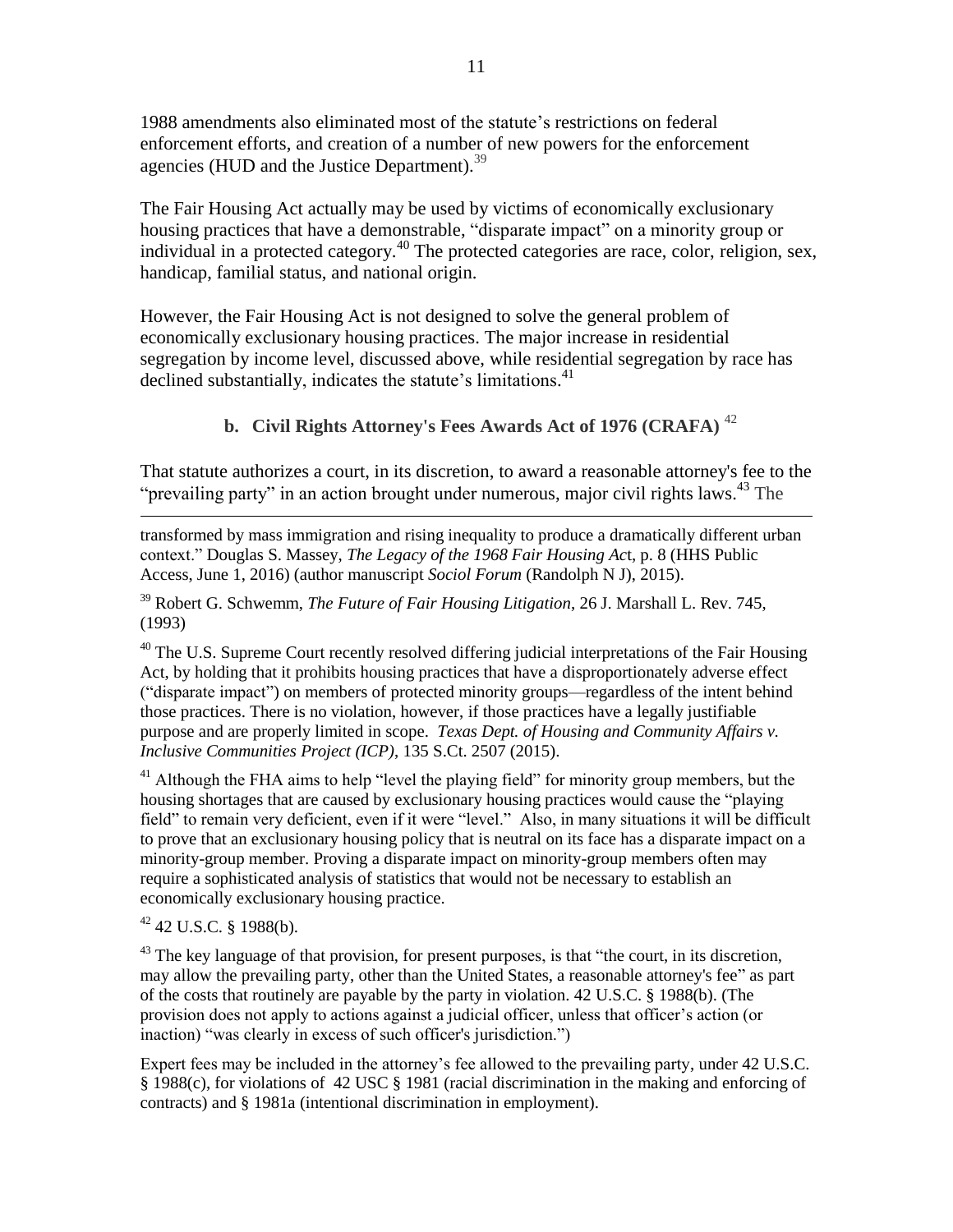1988 amendments also eliminated most of the statute's restrictions on federal enforcement efforts, and creation of a number of new powers for the enforcement agencies (HUD and the Justice Department).[39]

The Fair Housing Act actually may be used by victims of economically exclusionary housing practices that have a demonstrable, "disparate impact" on a minority group or individual in a protected category.[40] The protected categories are race, color, religion, sex, handicap, familial status, and national origin.

However, the Fair Housing Act is not designed to solve the general problem of economically exclusionary housing practices. The major increase in residential segregation by income level, discussed above, while residential segregation by race has declined substantially, indicates the statute's limitations.[41]

### b. Civil Rights Attorney's Fees Awards Act of 1976 (CRAFA) [42]

That statute authorizes a court, in its discretion, to award a reasonable attorney's fee to the "prevailing party" in an action brought under numerous, major civil rights laws.[43] The

---

transformed by mass immigration and rising inequality to produce a dramatically different urban context." Douglas S. Massey, *The Legacy of the 1968 Fair Housing Ac*t, p. 8 (HHS Public Access, June 1, 2016) (author manuscript *Sociol Forum* (Randolph N J), 2015).

[39] Robert G. Schwemm, *The Future of Fair Housing Litigation*, 26 J. Marshall L. Rev. 745, (1993)

[40] The U.S. Supreme Court recently resolved differing judicial interpretations of the Fair Housing Act, by holding that it prohibits housing practices that have a disproportionately adverse effect ("disparate impact") on members of protected minority groups—regardless of the intent behind those practices. There is no violation, however, if those practices have a legally justifiable purpose and are properly limited in scope. *Texas Dept. of Housing and Community Affairs v. Inclusive Communities Project (ICP)*, 135 S.Ct. 2507 (2015).

[41] Although the FHA aims to help "level the playing field" for minority group members, but the housing shortages that are caused by exclusionary housing practices would cause the "playing field" to remain very deficient, even if it were "level." Also, in many situations it will be difficult to prove that an exclusionary housing policy that is neutral on its face has a disparate impact on a minority-group member. Proving a disparate impact on minority-group members often may require a sophisticated analysis of statistics that would not be necessary to establish an economically exclusionary housing practice.

[42] 42 U.S.C. § 1988(b).

[43] The key language of that provision, for present purposes, is that "the court, in its discretion, may allow the prevailing party, other than the United States, a reasonable attorney's fee" as part of the costs that routinely are payable by the party in violation. 42 U.S.C. § 1988(b). (The provision does not apply to actions against a judicial officer, unless that officer's action (or inaction) "was clearly in excess of such officer's jurisdiction.")

Expert fees may be included in the attorney's fee allowed to the prevailing party, under 42 U.S.C. § 1988(c), for violations of 42 USC § 1981 (racial discrimination in the making and enforcing of contracts) and § 1981a (intentional discrimination in employment).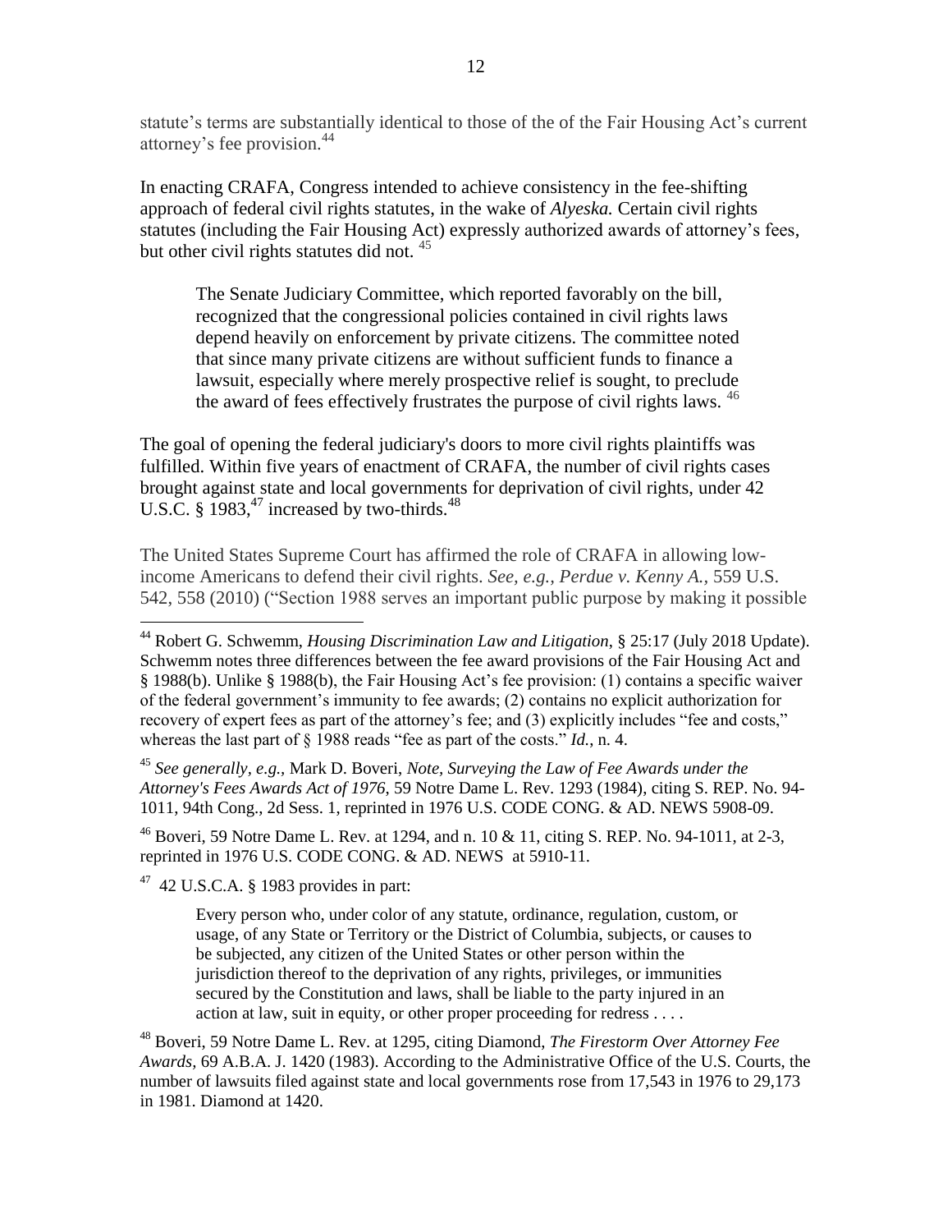statute's terms are substantially identical to those of the of the Fair Housing Act's current attorney's fee provision.[44]

In enacting CRAFA, Congress intended to achieve consistency in the fee-shifting approach of federal civil rights statutes, in the wake of *Alyeska.* Certain civil rights statutes (including the Fair Housing Act) expressly authorized awards of attorney's fees, but other civil rights statutes did not. [45]

> The Senate Judiciary Committee, which reported favorably on the bill, recognized that the congressional policies contained in civil rights laws depend heavily on enforcement by private citizens. The committee noted that since many private citizens are without sufficient funds to finance a lawsuit, especially where merely prospective relief is sought, to preclude the award of fees effectively frustrates the purpose of civil rights laws. [46]

The goal of opening the federal judiciary's doors to more civil rights plaintiffs was fulfilled. Within five years of enactment of CRAFA, the number of civil rights cases brought against state and local governments for deprivation of civil rights, under 42 U.S.C. § 1983,[47] increased by two-thirds.[48]

The United States Supreme Court has affirmed the role of CRAFA in allowing low-income Americans to defend their civil rights. *See, e.g., Perdue v. Kenny A.,* 559 U.S. 542, 558 (2010) ("Section 1988 serves an important public purpose by making it possible

---

[44] Robert G. Schwemm, *Housing Discrimination Law and Litigation*, § 25:17 (July 2018 Update). Schwemm notes three differences between the fee award provisions of the Fair Housing Act and § 1988(b). Unlike § 1988(b), the Fair Housing Act's fee provision: (1) contains a specific waiver of the federal government's immunity to fee awards; (2) contains no explicit authorization for recovery of expert fees as part of the attorney's fee; and (3) explicitly includes "fee and costs," whereas the last part of § 1988 reads "fee as part of the costs." *Id.,* n. 4.

[45] *See generally, e.g.,* Mark D. Boveri, *Note, Surveying the Law of Fee Awards under the Attorney's Fees Awards Act of 1976*, 59 Notre Dame L. Rev. 1293 (1984), citing S. REP. No. 94-1011, 94th Cong., 2d Sess. 1, reprinted in 1976 U.S. CODE CONG. & AD. NEWS 5908-09.

[46] Boveri, 59 Notre Dame L. Rev. at 1294, and n. 10 & 11, citing S. REP. No. 94-1011, at 2-3, reprinted in 1976 U.S. CODE CONG. & AD. NEWS at 5910-11.

[47] 42 U.S.C.A. § 1983 provides in part:

> Every person who, under color of any statute, ordinance, regulation, custom, or usage, of any State or Territory or the District of Columbia, subjects, or causes to be subjected, any citizen of the United States or other person within the jurisdiction thereof to the deprivation of any rights, privileges, or immunities secured by the Constitution and laws, shall be liable to the party injured in an action at law, suit in equity, or other proper proceeding for redress . . . .

[48] Boveri, 59 Notre Dame L. Rev. at 1295, citing Diamond, *The Firestorm Over Attorney Fee Awards*, 69 A.B.A. J. 1420 (1983). According to the Administrative Office of the U.S. Courts, the number of lawsuits filed against state and local governments rose from 17,543 in 1976 to 29,173 in 1981. Diamond at 1420.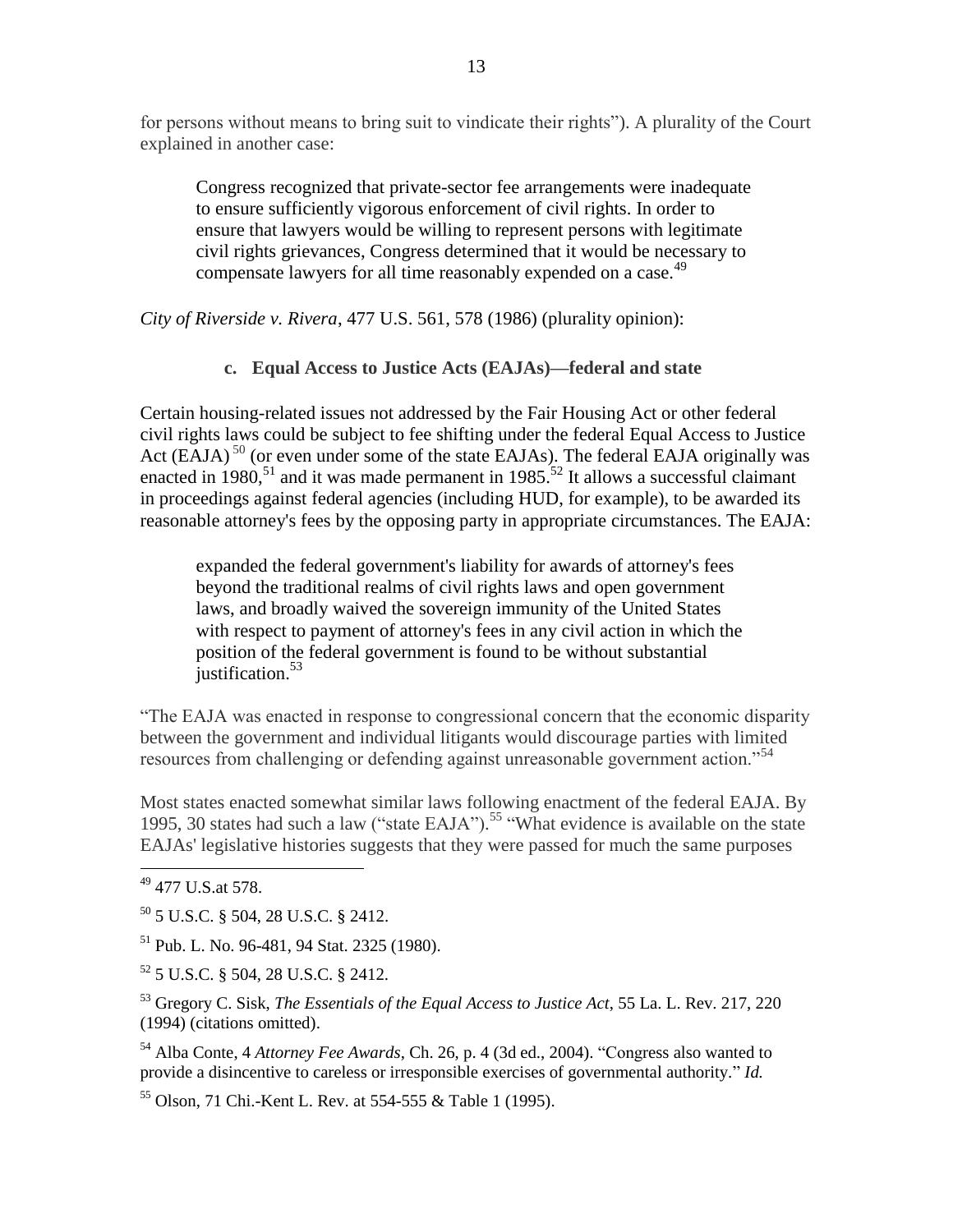for persons without means to bring suit to vindicate their rights"). A plurality of the Court explained in another case:

> Congress recognized that private-sector fee arrangements were inadequate to ensure sufficiently vigorous enforcement of civil rights. In order to ensure that lawyers would be willing to represent persons with legitimate civil rights grievances, Congress determined that it would be necessary to compensate lawyers for all time reasonably expended on a case.[49]

*City of Riverside v. Rivera*, 477 U.S. 561, 578 (1986) (plurality opinion):

#### c. Equal Access to Justice Acts (EAJAs)—federal and state

Certain housing-related issues not addressed by the Fair Housing Act or other federal civil rights laws could be subject to fee shifting under the federal Equal Access to Justice Act (EAJA) [50] (or even under some of the state EAJAs). The federal EAJA originally was enacted in 1980,[51] and it was made permanent in 1985.[52] It allows a successful claimant in proceedings against federal agencies (including HUD, for example), to be awarded its reasonable attorney's fees by the opposing party in appropriate circumstances. The EAJA:

> expanded the federal government's liability for awards of attorney's fees beyond the traditional realms of civil rights laws and open government laws, and broadly waived the sovereign immunity of the United States with respect to payment of attorney's fees in any civil action in which the position of the federal government is found to be without substantial justification.[53]

"The EAJA was enacted in response to congressional concern that the economic disparity between the government and individual litigants would discourage parties with limited resources from challenging or defending against unreasonable government action."[54]

Most states enacted somewhat similar laws following enactment of the federal EAJA. By 1995, 30 states had such a law ("state EAJA").[55] "What evidence is available on the state EAJAs' legislative histories suggests that they were passed for much the same purposes

---

[49] 477 U.S.at 578.

[50] 5 U.S.C. § 504, 28 U.S.C. § 2412.

[51] Pub. L. No. 96-481, 94 Stat. 2325 (1980).

[52] 5 U.S.C. § 504, 28 U.S.C. § 2412.

[53] Gregory C. Sisk, *The Essentials of the Equal Access to Justice Act*, 55 La. L. Rev. 217, 220 (1994) (citations omitted).

[54] Alba Conte, 4 *Attorney Fee Awards*, Ch. 26, p. 4 (3d ed., 2004). "Congress also wanted to provide a disincentive to careless or irresponsible exercises of governmental authority." *Id.*

[55] Olson, 71 Chi.-Kent L. Rev. at 554-555 & Table 1 (1995).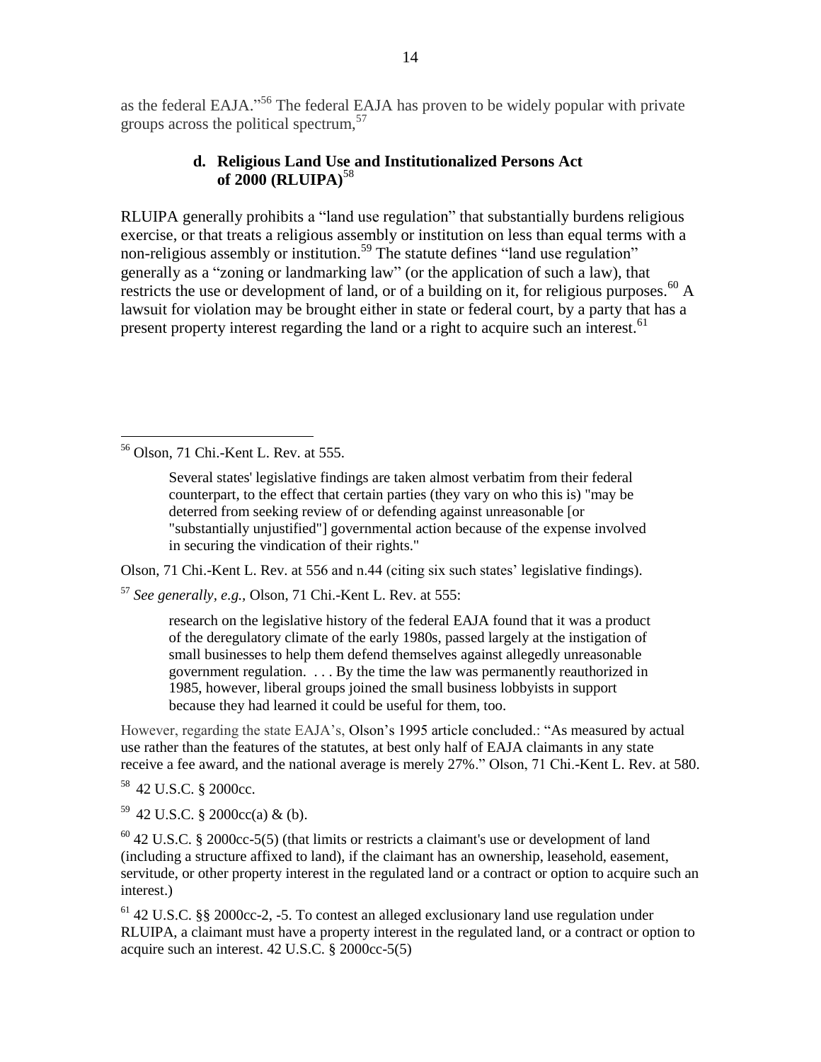as the federal EAJA."[56] The federal EAJA has proven to be widely popular with private groups across the political spectrum,[57]

#### d. Religious Land Use and Institutionalized Persons Act of 2000 (RLUIPA)[58]

RLUIPA generally prohibits a "land use regulation" that substantially burdens religious exercise, or that treats a religious assembly or institution on less than equal terms with a non-religious assembly or institution.[59] The statute defines "land use regulation" generally as a "zoning or landmarking law" (or the application of such a law), that restricts the use or development of land, or of a building on it, for religious purposes.[60] A lawsuit for violation may be brought either in state or federal court, by a party that has a present property interest regarding the land or a right to acquire such an interest.[61]

---

[56] Olson, 71 Chi.-Kent L. Rev. at 555.

> Several states' legislative findings are taken almost verbatim from their federal counterpart, to the effect that certain parties (they vary on who this is) "may be deterred from seeking review of or defending against unreasonable [or "substantially unjustified"] governmental action because of the expense involved in securing the vindication of their rights."

Olson, 71 Chi.-Kent L. Rev. at 556 and n.44 (citing six such states' legislative findings).

[57] *See generally, e.g.,* Olson, 71 Chi.-Kent L. Rev. at 555:

> research on the legislative history of the federal EAJA found that it was a product of the deregulatory climate of the early 1980s, passed largely at the instigation of small businesses to help them defend themselves against allegedly unreasonable government regulation. . . . By the time the law was permanently reauthorized in 1985, however, liberal groups joined the small business lobbyists in support because they had learned it could be useful for them, too.

However, regarding the state EAJA's, Olson's 1995 article concluded.: "As measured by actual use rather than the features of the statutes, at best only half of EAJA claimants in any state receive a fee award, and the national average is merely 27%." Olson, 71 Chi.-Kent L. Rev. at 580.

[58] 42 U.S.C. § 2000cc.

[59] 42 U.S.C. § 2000cc(a) & (b).

[60] 42 U.S.C. § 2000cc-5(5) (that limits or restricts a claimant's use or development of land (including a structure affixed to land), if the claimant has an ownership, leasehold, easement, servitude, or other property interest in the regulated land or a contract or option to acquire such an interest.)

[61] 42 U.S.C. §§ 2000cc-2, -5. To contest an alleged exclusionary land use regulation under RLUIPA, a claimant must have a property interest in the regulated land, or a contract or option to acquire such an interest. 42 U.S.C. § 2000cc-5(5)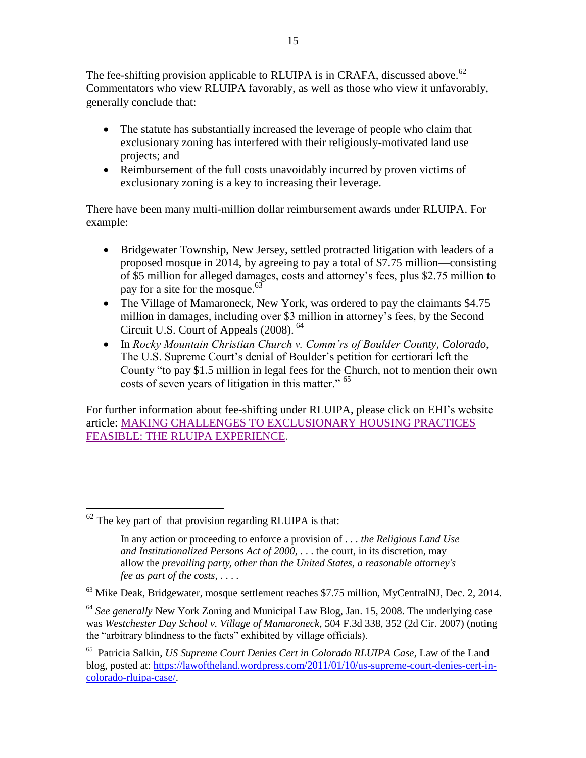The fee-shifting provision applicable to RLUIPA is in CRAFA, discussed above.[62] Commentators who view RLUIPA favorably, as well as those who view it unfavorably, generally conclude that:

- The statute has substantially increased the leverage of people who claim that exclusionary zoning has interfered with their religiously-motivated land use projects; and
- Reimbursement of the full costs unavoidably incurred by proven victims of exclusionary zoning is a key to increasing their leverage.

There have been many multi-million dollar reimbursement awards under RLUIPA. For example:

- Bridgewater Township, New Jersey, settled protracted litigation with leaders of a proposed mosque in 2014, by agreeing to pay a total of $7.75 million—consisting of $5 million for alleged damages, costs and attorney's fees, plus $2.75 million to pay for a site for the mosque.[63]
- The Village of Mamaroneck, New York, was ordered to pay the claimants $4.75 million in damages, including over $3 million in attorney's fees, by the Second Circuit U.S. Court of Appeals (2008).[64]
- In *Rocky Mountain Christian Church v. Comm'rs of Boulder County, Colorado*, The U.S. Supreme Court's denial of Boulder's petition for certiorari left the County "to pay $1.5 million in legal fees for the Church, not to mention their own costs of seven years of litigation in this matter."[65]

For further information about fee-shifting under RLUIPA, please click on EHI's website article: MAKING CHALLENGES TO EXCLUSIONARY HOUSING PRACTICES FEASIBLE: THE RLUIPA EXPERIENCE.

---

[62] The key part of that provision regarding RLUIPA is that:

> In any action or proceeding to enforce a provision of . . . *the Religious Land Use and Institutionalized Persons Act of 2000*, . . . the court, in its discretion, may allow the *prevailing party, other than the United States, a reasonable attorney's fee as part of the costs*, . . . .

[63] Mike Deak, Bridgewater, mosque settlement reaches $7.75 million, MyCentralNJ, Dec. 2, 2014.

[64] *See generally* New York Zoning and Municipal Law Blog, Jan. 15, 2008. The underlying case was *Westchester Day School v. Village of Mamaroneck*, 504 F.3d 338, 352 (2d Cir. 2007) (noting the "arbitrary blindness to the facts" exhibited by village officials).

[65] Patricia Salkin, *US Supreme Court Denies Cert in Colorado RLUIPA Case*, Law of the Land blog, posted at: https://lawoftheland.wordpress.com/2011/01/10/us-supreme-court-denies-cert-in-colorado-rluipa-case/.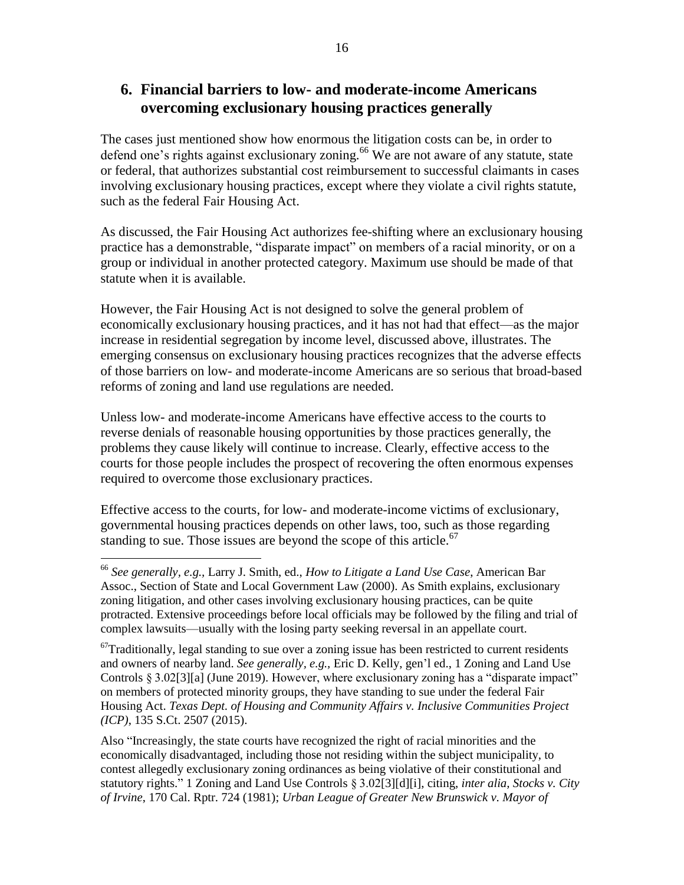## 6. Financial barriers to low- and moderate-income Americans overcoming exclusionary housing practices generally

The cases just mentioned show how enormous the litigation costs can be, in order to defend one's rights against exclusionary zoning.[66] We are not aware of any statute, state or federal, that authorizes substantial cost reimbursement to successful claimants in cases involving exclusionary housing practices, except where they violate a civil rights statute, such as the federal Fair Housing Act.

As discussed, the Fair Housing Act authorizes fee-shifting where an exclusionary housing practice has a demonstrable, "disparate impact" on members of a racial minority, or on a group or individual in another protected category. Maximum use should be made of that statute when it is available.

However, the Fair Housing Act is not designed to solve the general problem of economically exclusionary housing practices, and it has not had that effect—as the major increase in residential segregation by income level, discussed above, illustrates. The emerging consensus on exclusionary housing practices recognizes that the adverse effects of those barriers on low- and moderate-income Americans are so serious that broad-based reforms of zoning and land use regulations are needed.

Unless low- and moderate-income Americans have effective access to the courts to reverse denials of reasonable housing opportunities by those practices generally, the problems they cause likely will continue to increase. Clearly, effective access to the courts for those people includes the prospect of recovering the often enormous expenses required to overcome those exclusionary practices.

Effective access to the courts, for low- and moderate-income victims of exclusionary, governmental housing practices depends on other laws, too, such as those regarding standing to sue. Those issues are beyond the scope of this article.[67]

---

[66] *See generally, e.g.,* Larry J. Smith, ed., *How to Litigate a Land Use Case*, American Bar Assoc., Section of State and Local Government Law (2000). As Smith explains, exclusionary zoning litigation, and other cases involving exclusionary housing practices, can be quite protracted. Extensive proceedings before local officials may be followed by the filing and trial of complex lawsuits—usually with the losing party seeking reversal in an appellate court.

[67] Traditionally, legal standing to sue over a zoning issue has been restricted to current residents and owners of nearby land. *See generally, e.g.,* Eric D. Kelly, gen'l ed., 1 Zoning and Land Use Controls § 3.02[3][a] (June 2019). However, where exclusionary zoning has a "disparate impact" on members of protected minority groups, they have standing to sue under the federal Fair Housing Act. *Texas Dept. of Housing and Community Affairs v. Inclusive Communities Project (ICP)*, 135 S.Ct. 2507 (2015).

Also "Increasingly, the state courts have recognized the right of racial minorities and the economically disadvantaged, including those not residing within the subject municipality, to contest allegedly exclusionary zoning ordinances as being violative of their constitutional and statutory rights." 1 Zoning and Land Use Controls § 3.02[3][d][i], citing, *inter alia*, *Stocks v. City of Irvine*, 170 Cal. Rptr. 724 (1981); *Urban League of Greater New Brunswick v. Mayor of*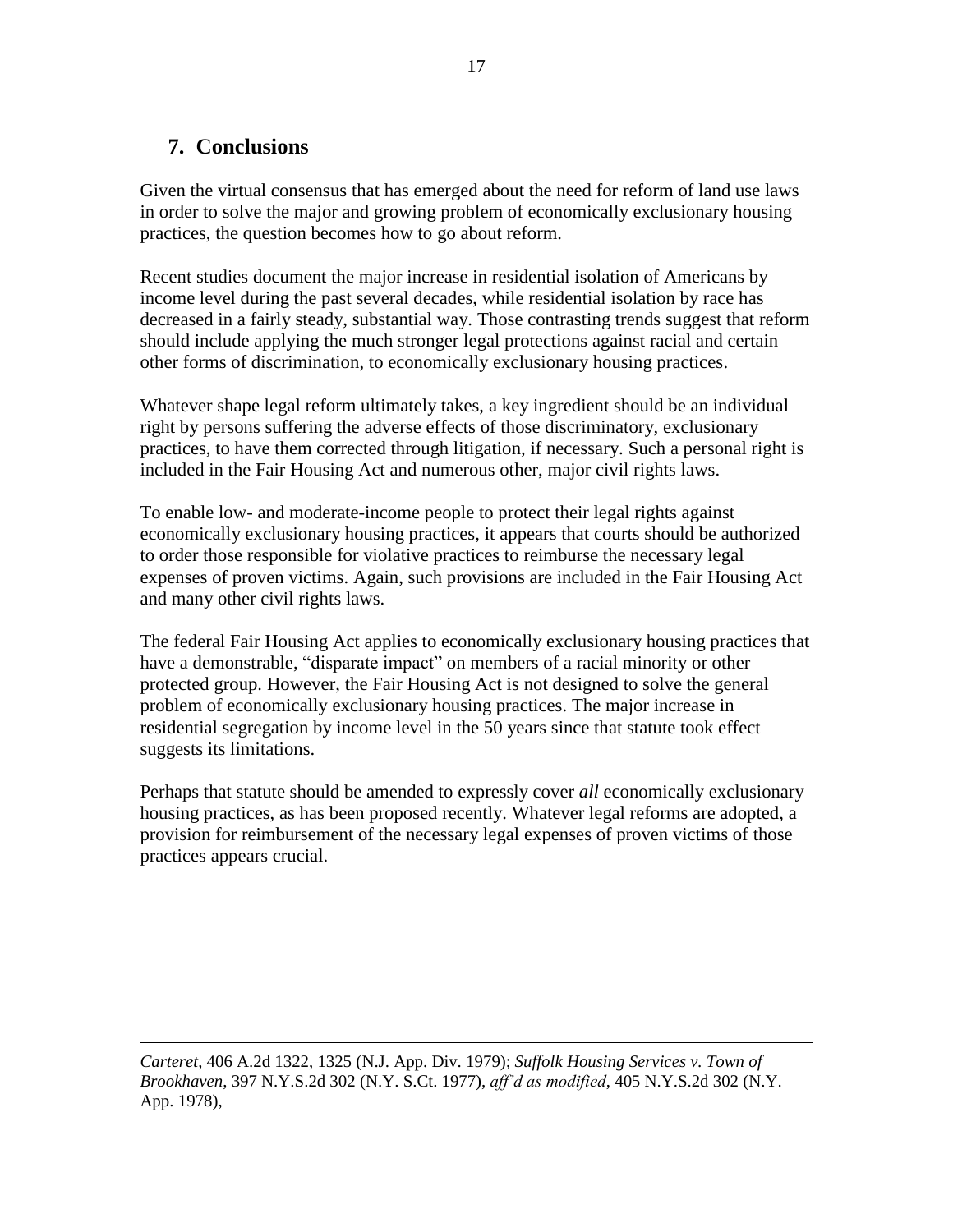## 7. Conclusions

Given the virtual consensus that has emerged about the need for reform of land use laws in order to solve the major and growing problem of economically exclusionary housing practices, the question becomes how to go about reform.

Recent studies document the major increase in residential isolation of Americans by income level during the past several decades, while residential isolation by race has decreased in a fairly steady, substantial way. Those contrasting trends suggest that reform should include applying the much stronger legal protections against racial and certain other forms of discrimination, to economically exclusionary housing practices.

Whatever shape legal reform ultimately takes, a key ingredient should be an individual right by persons suffering the adverse effects of those discriminatory, exclusionary practices, to have them corrected through litigation, if necessary. Such a personal right is included in the Fair Housing Act and numerous other, major civil rights laws.

To enable low- and moderate-income people to protect their legal rights against economically exclusionary housing practices, it appears that courts should be authorized to order those responsible for violative practices to reimburse the necessary legal expenses of proven victims. Again, such provisions are included in the Fair Housing Act and many other civil rights laws.

The federal Fair Housing Act applies to economically exclusionary housing practices that have a demonstrable, "disparate impact" on members of a racial minority or other protected group. However, the Fair Housing Act is not designed to solve the general problem of economically exclusionary housing practices. The major increase in residential segregation by income level in the 50 years since that statute took effect suggests its limitations.

Perhaps that statute should be amended to expressly cover *all* economically exclusionary housing practices, as has been proposed recently. Whatever legal reforms are adopted, a provision for reimbursement of the necessary legal expenses of proven victims of those practices appears crucial.

---

*Carteret*, 406 A.2d 1322, 1325 (N.J. App. Div. 1979); *Suffolk Housing Services v. Town of Brookhaven*, 397 N.Y.S.2d 302 (N.Y. S.Ct. 1977), *aff'd as modified*, 405 N.Y.S.2d 302 (N.Y. App. 1978),